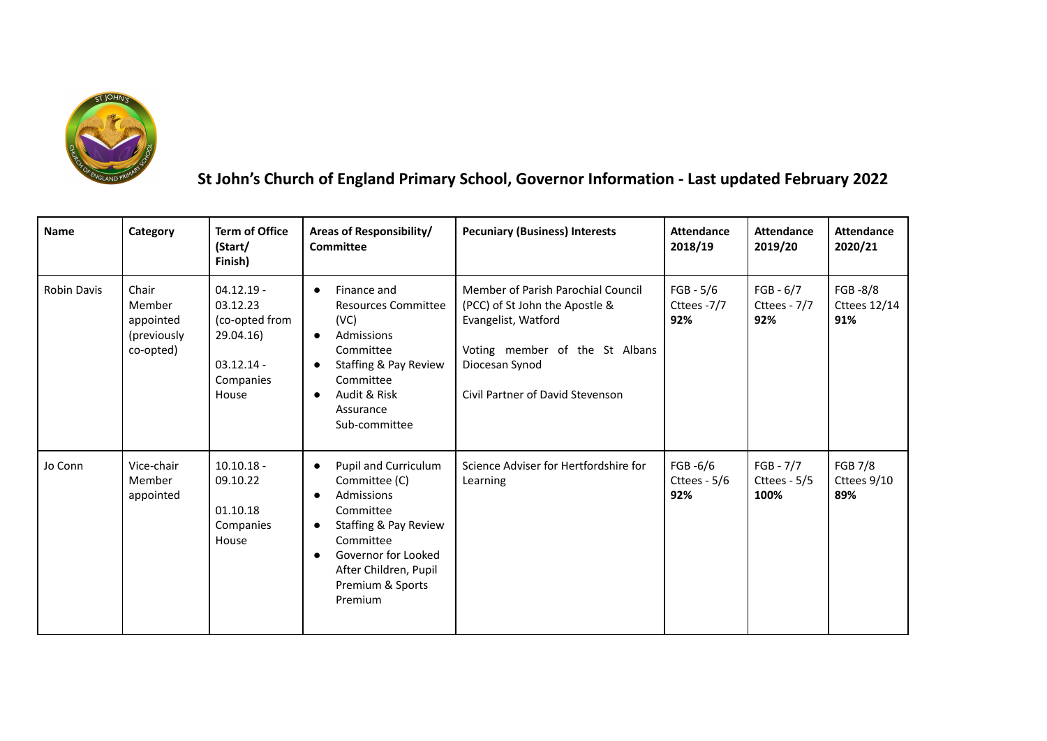# St John's Church of England Primary School, Governor Information - Last updated February 2022

| Name | Category | Term of Office (Start/ Finish) | Areas of Responsibility/ Committee | Pecuniary (Business) Interests | Attendance 2018/19 | Attendance 2019/20 | Attendance 2020/21 |
|---|---|---|---|---|---|---|---|
| Robin Davis | Chair Member appointed (previously co-opted) | 04.12.19 - 03.12.23 (co-opted from 29.04.16)<br><br>03.12.14 - Companies House | • Finance and Resources Committee (VC)<br>• Admissions Committee<br>• Staffing & Pay Review Committee<br>• Audit & Risk Assurance Sub-committee | Member of Parish Parochial Council (PCC) of St John the Apostle & Evangelist, Watford<br><br>Voting member of the St Albans Diocesan Synod<br><br>Civil Partner of David Stevenson | FGB - 5/6<br>Cttees -7/7<br>**92%** | FGB - 6/7<br>Cttees - 7/7<br>**92%** | FGB -8/8<br>Cttees 12/14<br>**91%** |
| Jo Conn | Vice-chair Member appointed | 10.10.18 - 09.10.22<br><br>01.10.18 Companies House | • Pupil and Curriculum Committee (C)<br>• Admissions Committee<br>• Staffing & Pay Review Committee<br>• Governor for Looked After Children, Pupil Premium & Sports Premium | Science Adviser for Hertfordshire for Learning | FGB -6/6<br>Cttees - 5/6<br>**92%** | FGB - 7/7<br>Cttees - 5/5<br>**100%** | FGB 7/8<br>Cttees 9/10<br>**89%** |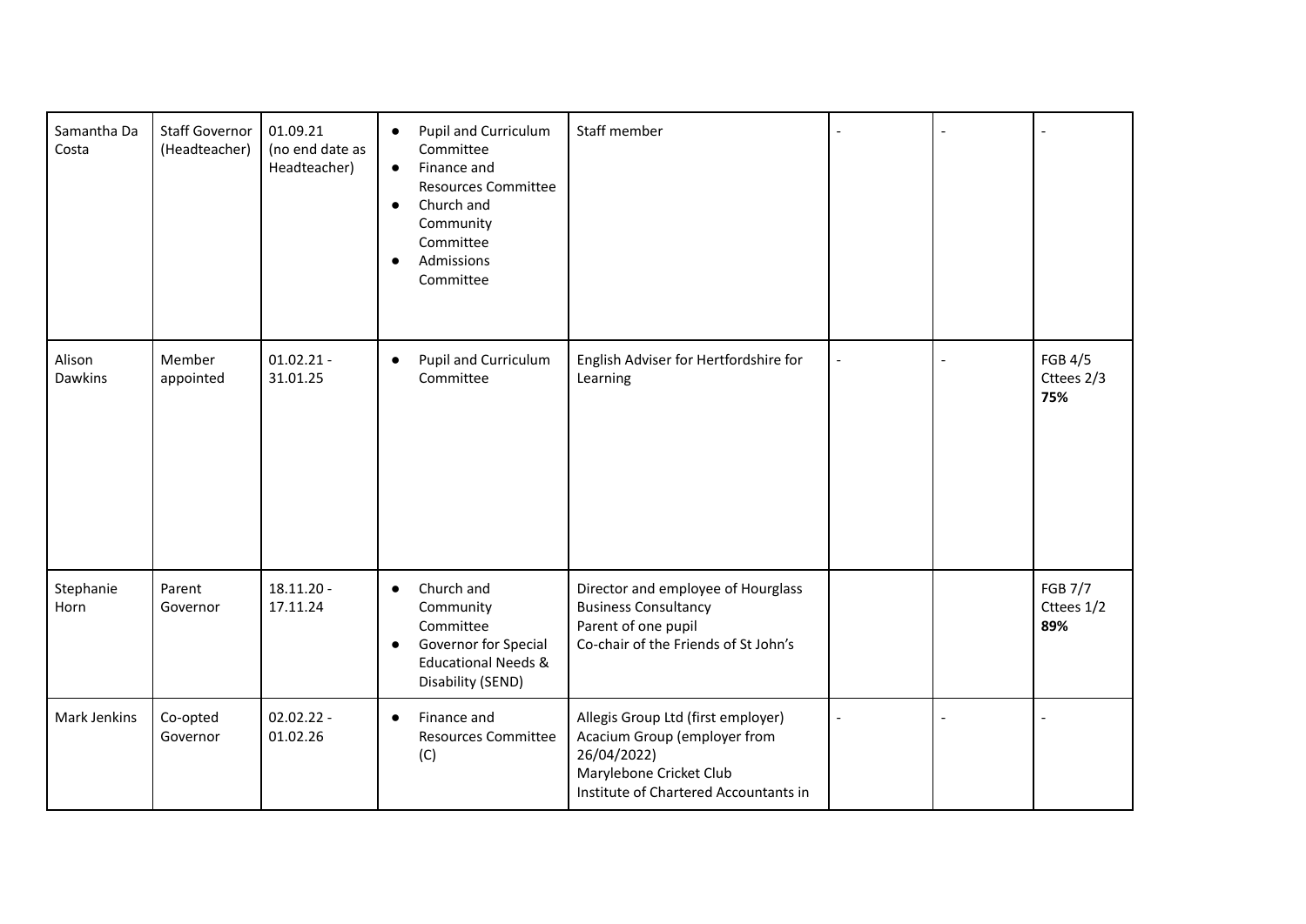| | | | | | | | |
|---|---|---|---|---|---|---|---|
| Samantha Da Costa | Staff Governor (Headteacher) | 01.09.21 (no end date as Headteacher) | • Pupil and Curriculum Committee<br>• Finance and Resources Committee<br>• Church and Community Committee<br>• Admissions Committee | Staff member | - | - | - |
| Alison Dawkins | Member appointed | 01.02.21 - 31.01.25 | • Pupil and Curriculum Committee | English Adviser for Hertfordshire for Learning | - | - | FGB 4/5<br>Cttees 2/3<br>**75%** |
| Stephanie Horn | Parent Governor | 18.11.20 - 17.11.24 | • Church and Community Committee<br>• Governor for Special Educational Needs & Disability (SEND) | Director and employee of Hourglass Business Consultancy<br>Parent of one pupil<br>Co-chair of the Friends of St John's | | | FGB 7/7<br>Cttees 1/2<br>**89%** |
| Mark Jenkins | Co-opted Governor | 02.02.22 - 01.02.26 | • Finance and Resources Committee (C) | Allegis Group Ltd (first employer)<br>Acacium Group (employer from 26/04/2022)<br>Marylebone Cricket Club<br>Institute of Chartered Accountants in | - | - | - |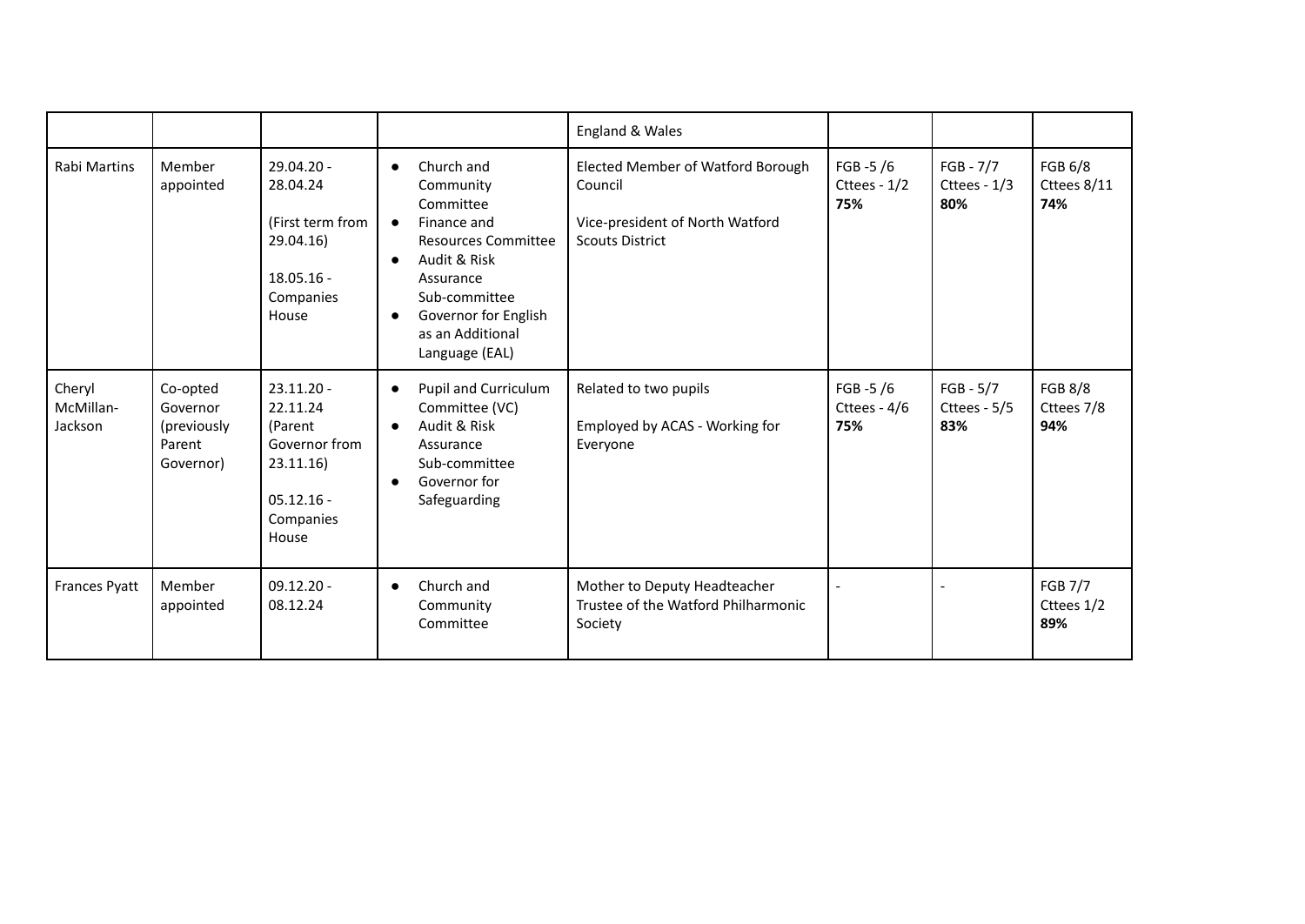| | | | | | | | |
|---|---|---|---|---|---|---|---|
| | | | | England & Wales | | | |
| Rabi Martins | Member appointed | 29.04.20 - 28.04.24<br><br>(First term from 29.04.16)<br><br>18.05.16 - Companies House | • Church and Community Committee<br>• Finance and Resources Committee<br>• Audit & Risk Assurance Sub-committee<br>• Governor for English as an Additional Language (EAL) | Elected Member of Watford Borough Council<br><br>Vice-president of North Watford Scouts District | FGB -5 /6<br>Cttees - 1/2<br>**75%** | FGB - 7/7<br>Cttees - 1/3<br>**80%** | FGB 6/8<br>Cttees 8/11<br>**74%** |
| Cheryl McMillan-Jackson | Co-opted Governor (previously Parent Governor) | 23.11.20 - 22.11.24<br>(Parent Governor from 23.11.16)<br><br>05.12.16 - Companies House | • Pupil and Curriculum Committee (VC)<br>• Audit & Risk Assurance Sub-committee<br>• Governor for Safeguarding | Related to two pupils<br><br>Employed by ACAS - Working for Everyone | FGB -5 /6<br>Cttees - 4/6<br>**75%** | FGB - 5/7<br>Cttees - 5/5<br>**83%** | FGB 8/8<br>Cttees 7/8<br>**94%** |
| Frances Pyatt | Member appointed | 09.12.20 - 08.12.24 | • Church and Community Committee | Mother to Deputy Headteacher<br>Trustee of the Watford Philharmonic Society | - | - | FGB 7/7<br>Cttees 1/2<br>**89%** |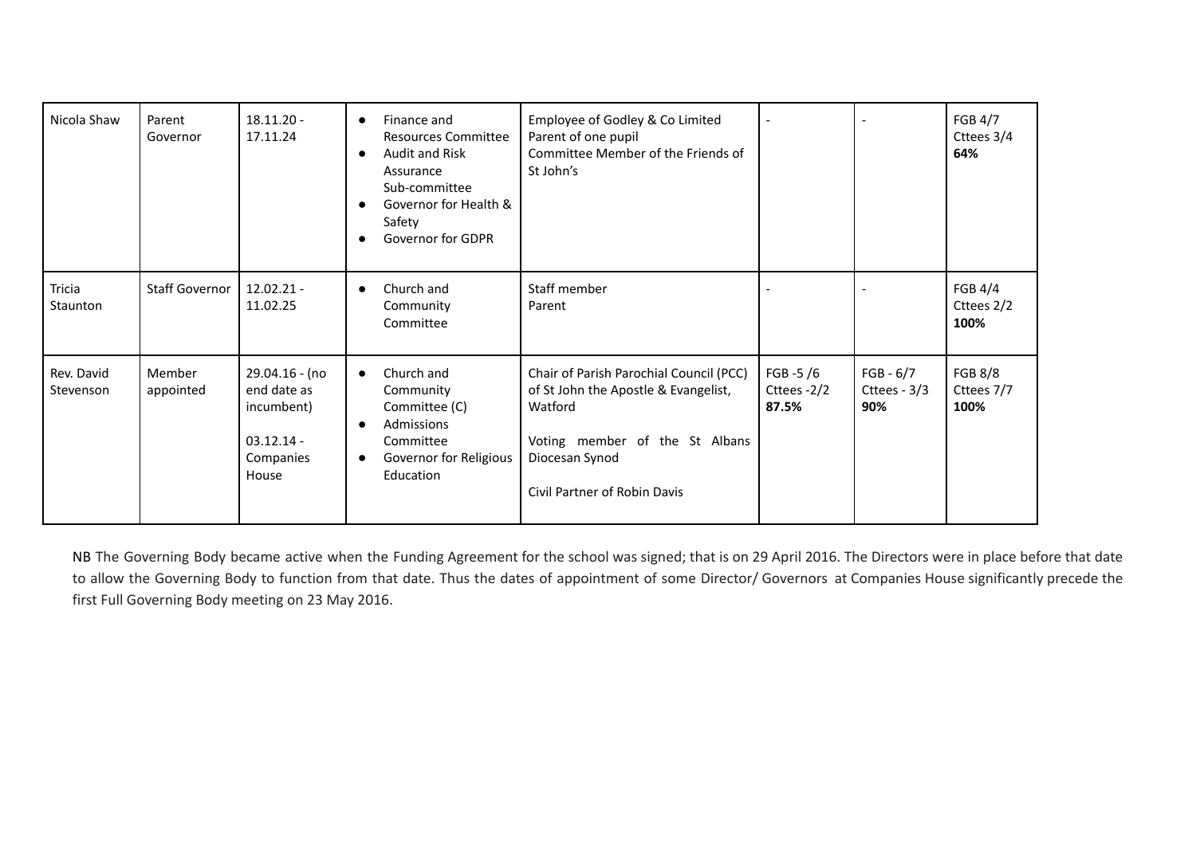| | | | | | | | |
|---|---|---|---|---|---|---|---|
| Nicola Shaw | Parent Governor | 18.11.20 - 17.11.24 | • Finance and Resources Committee<br>• Audit and Risk Assurance Sub-committee<br>• Governor for Health & Safety<br>• Governor for GDPR | Employee of Godley & Co Limited<br>Parent of one pupil<br>Committee Member of the Friends of St John's | - | - | FGB 4/7<br>Cttees 3/4<br>**64%** |
| Tricia Staunton | Staff Governor | 12.02.21 - 11.02.25 | • Church and Community Committee | Staff member<br>Parent | - | - | FGB 4/4<br>Cttees 2/2<br>**100%** |
| Rev. David Stevenson | Member appointed | 29.04.16 - (no end date as incumbent)<br><br>03.12.14 - Companies House | • Church and Community Committee (C)<br>• Admissions Committee<br>• Governor for Religious Education | Chair of Parish Parochial Council (PCC) of St John the Apostle & Evangelist, Watford<br><br>Voting member of the St Albans Diocesan Synod<br><br>Civil Partner of Robin Davis | FGB -5 /6<br>Cttees -2/2<br>**87.5%** | FGB - 6/7<br>Cttees - 3/3<br>**90%** | FGB 8/8<br>Cttees 7/7<br>**100%** |

NB The Governing Body became active when the Funding Agreement for the school was signed; that is on 29 April 2016. The Directors were in place before that date to allow the Governing Body to function from that date. Thus the dates of appointment of some Director/ Governors at Companies House significantly precede the first Full Governing Body meeting on 23 May 2016.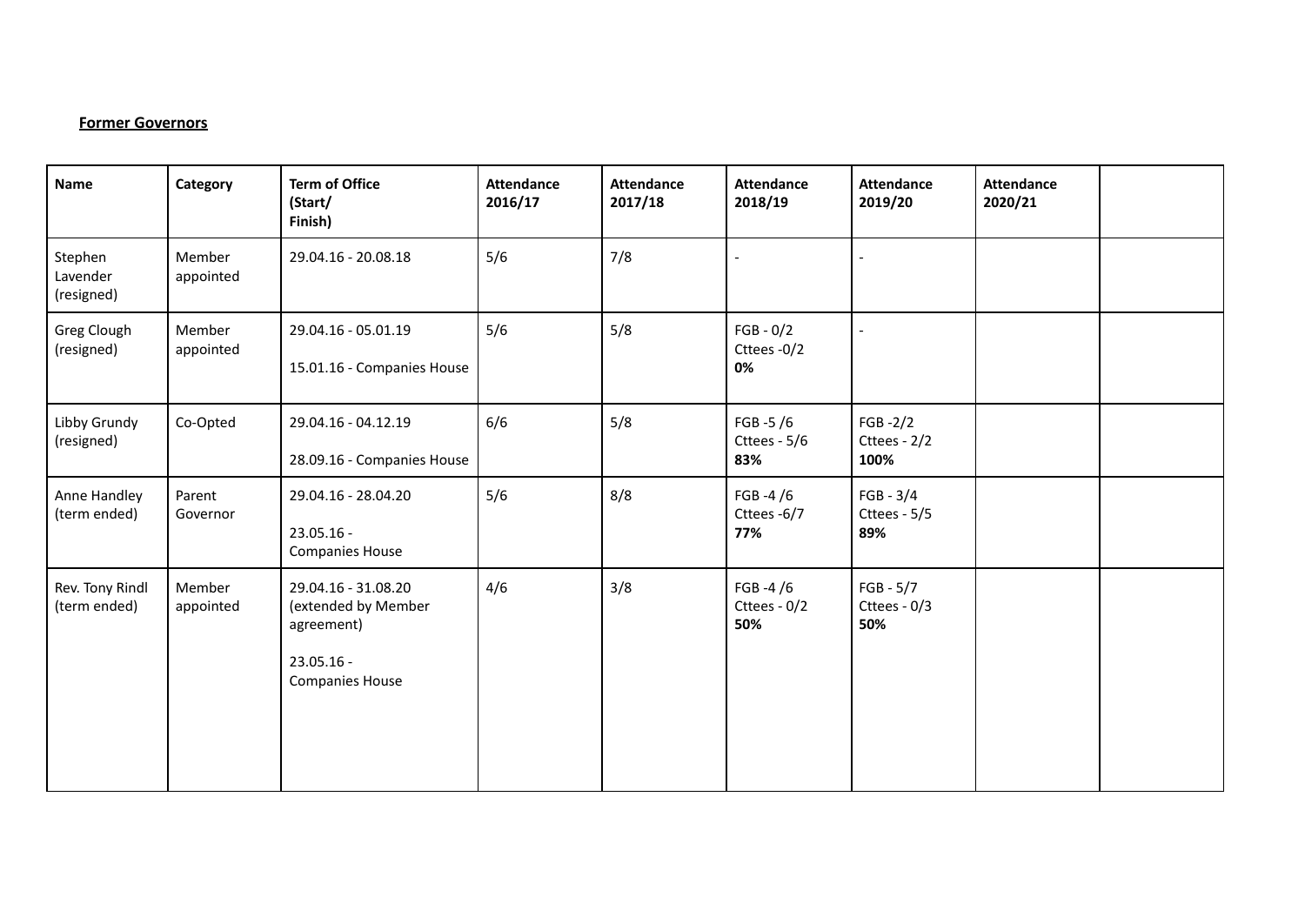**Former Governors**

| Name | Category | Term of Office (Start/ Finish) | Attendance 2016/17 | Attendance 2017/18 | Attendance 2018/19 | Attendance 2019/20 | Attendance 2020/21 | |
|---|---|---|---|---|---|---|---|---|
| Stephen Lavender (resigned) | Member appointed | 29.04.16 - 20.08.18 | 5/6 | 7/8 | - | - | | |
| Greg Clough (resigned) | Member appointed | 29.04.16 - 05.01.19<br><br>15.01.16 - Companies House | 5/6 | 5/8 | FGB - 0/2<br>Cttees -0/2<br>**0%** | - | | |
| Libby Grundy (resigned) | Co-Opted | 29.04.16 - 04.12.19<br><br>28.09.16 - Companies House | 6/6 | 5/8 | FGB -5 /6<br>Cttees - 5/6<br>**83%** | FGB -2/2<br>Cttees - 2/2<br>**100%** | | |
| Anne Handley (term ended) | Parent Governor | 29.04.16 - 28.04.20<br><br>23.05.16 -<br>Companies House | 5/6 | 8/8 | FGB -4 /6<br>Cttees -6/7<br>**77%** | FGB - 3/4<br>Cttees - 5/5<br>**89%** | | |
| Rev. Tony Rindl (term ended) | Member appointed | 29.04.16 - 31.08.20 (extended by Member agreement)<br><br>23.05.16 -<br>Companies House | 4/6 | 3/8 | FGB -4 /6<br>Cttees - 0/2<br>**50%** | FGB - 5/7<br>Cttees - 0/3<br>**50%** | | |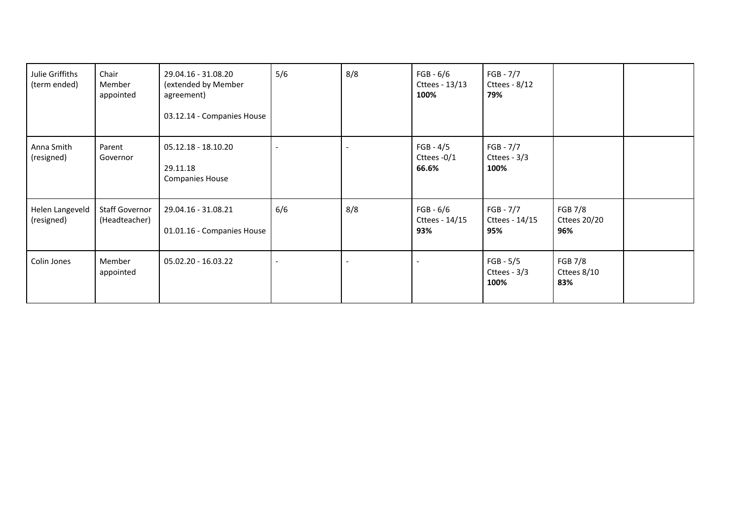| | | | | | | | | |
|---|---|---|---|---|---|---|---|---|
| Julie Griffiths (term ended) | Chair Member appointed | 29.04.16 - 31.08.20 (extended by Member agreement)<br><br>03.12.14 - Companies House | 5/6 | 8/8 | FGB - 6/6<br>Cttees - 13/13<br>**100%** | FGB - 7/7<br>Cttees - 8/12<br>**79%** | | |
| Anna Smith (resigned) | Parent Governor | 05.12.18 - 18.10.20<br><br>29.11.18<br>Companies House | - | - | FGB - 4/5<br>Cttees -0/1<br>**66.6%** | FGB - 7/7<br>Cttees - 3/3<br>**100%** | | |
| Helen Langeveld (resigned) | Staff Governor (Headteacher) | 29.04.16 - 31.08.21<br><br>01.01.16 - Companies House | 6/6 | 8/8 | FGB - 6/6<br>Cttees - 14/15<br>**93%** | FGB - 7/7<br>Cttees - 14/15<br>**95%** | FGB 7/8<br>Cttees 20/20<br>**96%** | |
| Colin Jones | Member appointed | 05.02.20 - 16.03.22 | - | - | - | FGB - 5/5<br>Cttees - 3/3<br>**100%** | FGB 7/8<br>Cttees 8/10<br>**83%** | |